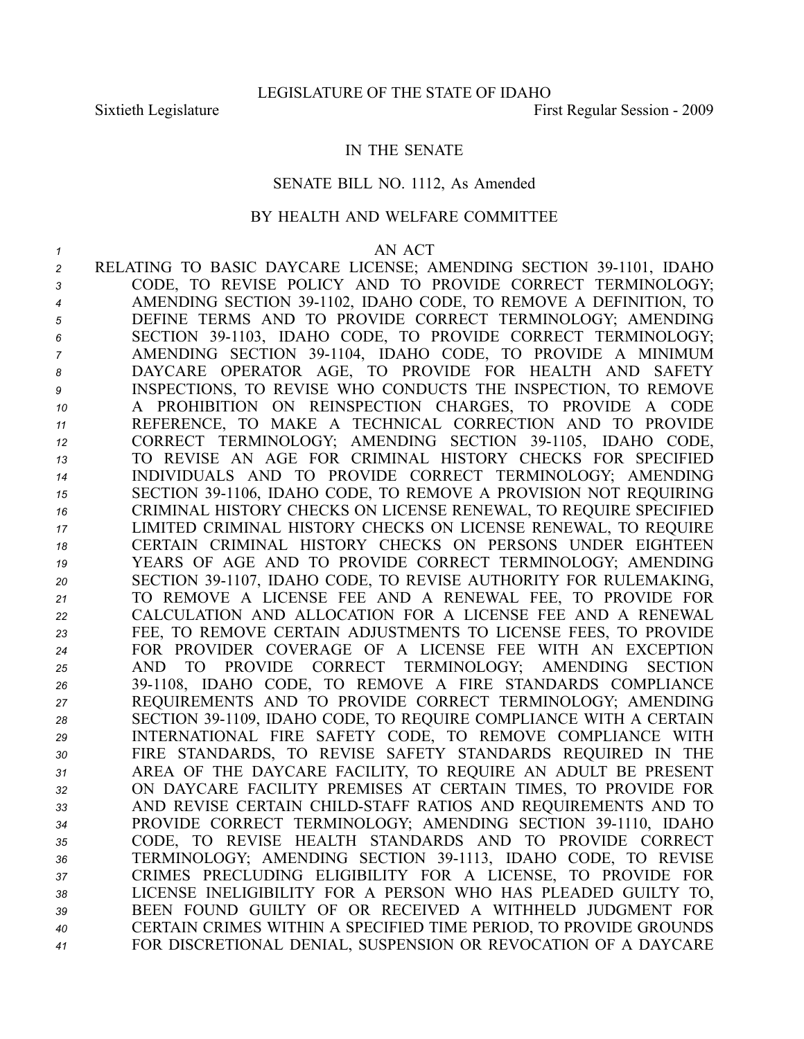LEGISLATURE OF THE STATE OF IDAHO

Sixtieth Legislature First Regular Session - 2009

IN THE SENATE

SENATE BILL NO. 1112, As Amended

BY HEALTH AND WELFARE COMMITTEE

AN ACT

RELATING TO BASIC DAYCARE LICENSE; AMENDING SECTION 39-1101, IDAHO CODE, TO REVISE POLICY AND TO PROVIDE CORRECT TERMINOLOGY; AMENDING SECTION 39-1102, IDAHO CODE, TO REMOVE A DEFINITION, TO DEFINE TERMS AND TO PROVIDE CORRECT TERMINOLOGY; AMENDING SECTION 39-1103, IDAHO CODE, TO PROVIDE CORRECT TERMINOLOGY; AMENDING SECTION 39-1104, IDAHO CODE, TO PROVIDE A MINIMUM DAYCARE OPERATOR AGE, TO PROVIDE FOR HEALTH AND SAFETY INSPECTIONS, TO REVISE WHO CONDUCTS THE INSPECTION, TO REMOVE A PROHIBITION ON REINSPECTION CHARGES, TO PROVIDE A CODE REFERENCE, TO MAKE A TECHNICAL CORRECTION AND TO PROVIDE CORRECT TERMINOLOGY; AMENDING SECTION 39-1105, IDAHO CODE, TO REVISE AN AGE FOR CRIMINAL HISTORY CHECKS FOR SPECIFIED INDIVIDUALS AND TO PROVIDE CORRECT TERMINOLOGY; AMENDING SECTION 39-1106, IDAHO CODE, TO REMOVE A PROVISION NOT REQUIRING CRIMINAL HISTORY CHECKS ON LICENSE RENEWAL, TO REQUIRE SPECIFIED LIMITED CRIMINAL HISTORY CHECKS ON LICENSE RENEWAL, TO REQUIRE CERTAIN CRIMINAL HISTORY CHECKS ON PERSONS UNDER EIGHTEEN YEARS OF AGE AND TO PROVIDE CORRECT TERMINOLOGY; AMENDING SECTION 39-1107, IDAHO CODE, TO REVISE AUTHORITY FOR RULEMAKING, TO REMOVE A LICENSE FEE AND A RENEWAL FEE, TO PROVIDE FOR CALCULATION AND ALLOCATION FOR A LICENSE FEE AND A RENEWAL FEE, TO REMOVE CERTAIN ADJUSTMENTS TO LICENSE FEES, TO PROVIDE FOR PROVIDER COVERAGE OF A LICENSE FEE WITH AN EXCEPTION AND TO PROVIDE CORRECT TERMINOLOGY; AMENDING SECTION 39-1108, IDAHO CODE, TO REMOVE A FIRE STANDARDS COMPLIANCE REQUIREMENTS AND TO PROVIDE CORRECT TERMINOLOGY; AMENDING SECTION 39-1109, IDAHO CODE, TO REQUIRE COMPLIANCE WITH A CERTAIN INTERNATIONAL FIRE SAFETY CODE, TO REMOVE COMPLIANCE WITH FIRE STANDARDS, TO REVISE SAFETY STANDARDS REQUIRED IN THE AREA OF THE DAYCARE FACILITY, TO REQUIRE AN ADULT BE PRESENT ON DAYCARE FACILITY PREMISES AT CERTAIN TIMES, TO PROVIDE FOR AND REVISE CERTAIN CHILD-STAFF RATIOS AND REQUIREMENTS AND TO PROVIDE CORRECT TERMINOLOGY; AMENDING SECTION 39-1110, IDAHO CODE, TO REVISE HEALTH STANDARDS AND TO PROVIDE CORRECT TERMINOLOGY; AMENDING SECTION 39-1113, IDAHO CODE, TO REVISE CRIMES PRECLUDING ELIGIBILITY FOR A LICENSE, TO PROVIDE FOR LICENSE INELIGIBILITY FOR A PERSON WHO HAS PLEADED GUILTY TO, BEEN FOUND GUILTY OF OR RECEIVED A WITHHELD JUDGMENT FOR CERTAIN CRIMES WITHIN A SPECIFIED TIME PERIOD, TO PROVIDE GROUNDS FOR DISCRETIONAL DENIAL, SUSPENSION OR REVOCATION OF A DAYCARE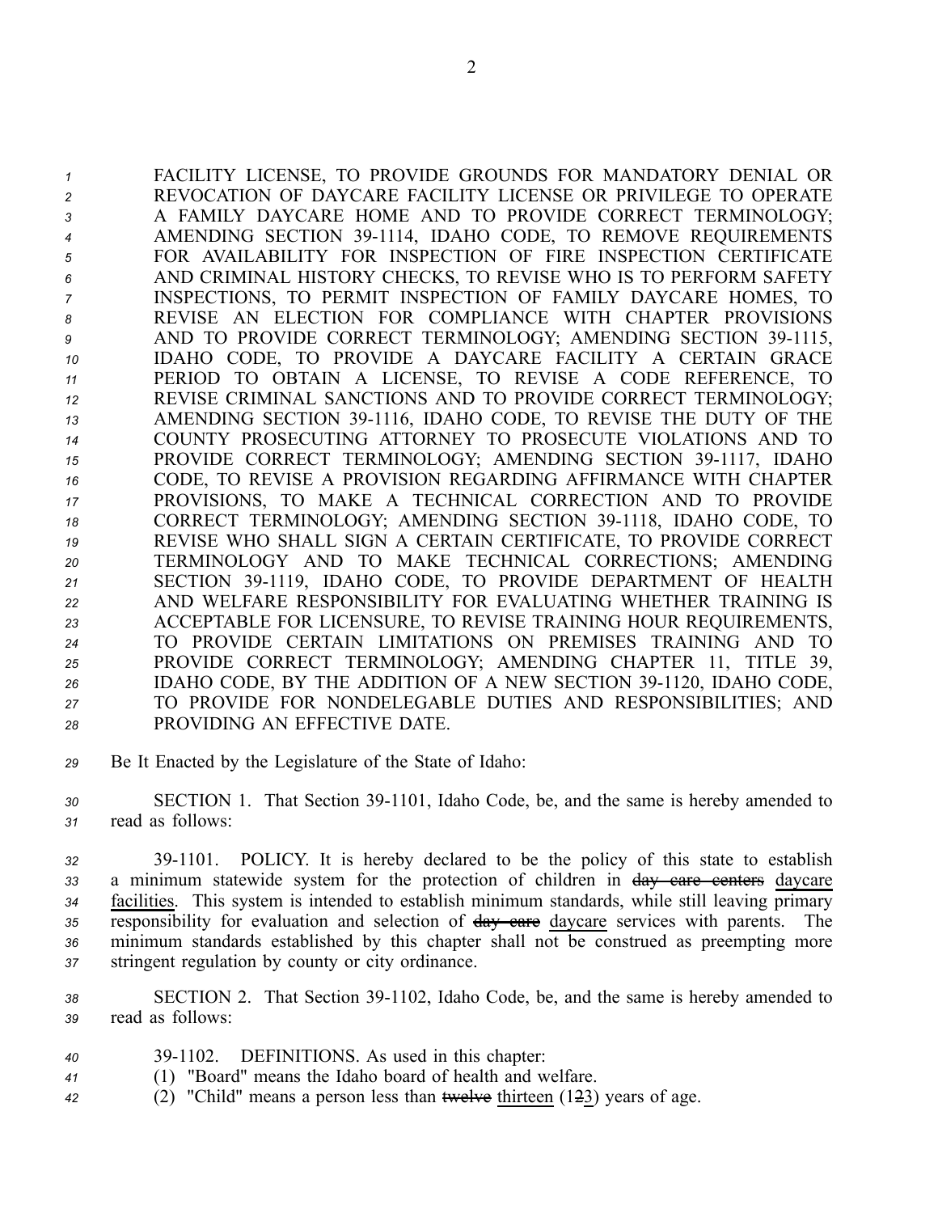FACILITY LICENSE, TO PROVIDE GROUNDS FOR MANDATORY DENIAL OR REVOCATION OF DAYCARE FACILITY LICENSE OR PRIVILEGE TO OPERATE A FAMILY DAYCARE HOME AND TO PROVIDE CORRECT TERMINOLOGY; AMENDING SECTION 39-1114, IDAHO CODE, TO REMOVE REQUIREMENTS FOR AVAILABILITY FOR INSPECTION OF FIRE INSPECTION CERTIFICATE AND CRIMINAL HISTORY CHECKS, TO REVISE WHO IS TO PERFORM SAFETY INSPECTIONS, TO PERMIT INSPECTION OF FAMILY DAYCARE HOMES, TO REVISE AN ELECTION FOR COMPLIANCE WITH CHAPTER PROVISIONS AND TO PROVIDE CORRECT TERMINOLOGY; AMENDING SECTION 39-1115, IDAHO CODE, TO PROVIDE A DAYCARE FACILITY A CERTAIN GRACE PERIOD TO OBTAIN A LICENSE, TO REVISE A CODE REFERENCE, TO REVISE CRIMINAL SANCTIONS AND TO PROVIDE CORRECT TERMINOLOGY; AMENDING SECTION 39-1116, IDAHO CODE, TO REVISE THE DUTY OF THE COUNTY PROSECUTING ATTORNEY TO PROSECUTE VIOLATIONS AND TO PROVIDE CORRECT TERMINOLOGY; AMENDING SECTION 39-1117, IDAHO CODE, TO REVISE A PROVISION REGARDING AFFIRMANCE WITH CHAPTER PROVISIONS, TO MAKE A TECHNICAL CORRECTION AND TO PROVIDE CORRECT TERMINOLOGY; AMENDING SECTION 39-1118, IDAHO CODE, TO REVISE WHO SHALL SIGN A CERTAIN CERTIFICATE, TO PROVIDE CORRECT TERMINOLOGY AND TO MAKE TECHNICAL CORRECTIONS; AMENDING SECTION 39-1119, IDAHO CODE, TO PROVIDE DEPARTMENT OF HEALTH AND WELFARE RESPONSIBILITY FOR EVALUATING WHETHER TRAINING IS ACCEPTABLE FOR LICENSURE, TO REVISE TRAINING HOUR REQUIREMENTS, TO PROVIDE CERTAIN LIMITATIONS ON PREMISES TRAINING AND TO PROVIDE CORRECT TERMINOLOGY; AMENDING CHAPTER 11, TITLE 39, IDAHO CODE, BY THE ADDITION OF A NEW SECTION 39-1120, IDAHO CODE, TO PROVIDE FOR NONDELEGABLE DUTIES AND RESPONSIBILITIES; AND PROVIDING AN EFFECTIVE DATE.

Be It Enacted by the Legislature of the State of Idaho:

SECTION 1. That Section 39-1101, Idaho Code, be, and the same is hereby amended to read as follows:

39-1101. POLICY. It is hereby declared to be the policy of this state to establish a minimum statewide system for the protection of children in ~~day care centers~~ <u>daycare facilities</u>. This system is intended to establish minimum standards, while still leaving primary responsibility for evaluation and selection of ~~day care~~ <u>daycare</u> services with parents. The minimum standards established by this chapter shall not be construed as preempting more stringent regulation by county or city ordinance.

SECTION 2. That Section 39-1102, Idaho Code, be, and the same is hereby amended to read as follows:

39-1102. DEFINITIONS. As used in this chapter:

(1) "Board" means the Idaho board of health and welfare.

(2) "Child" means a person less than ~~twelve~~ <u>thirteen</u> (1~~2~~<u>3</u>) years of age.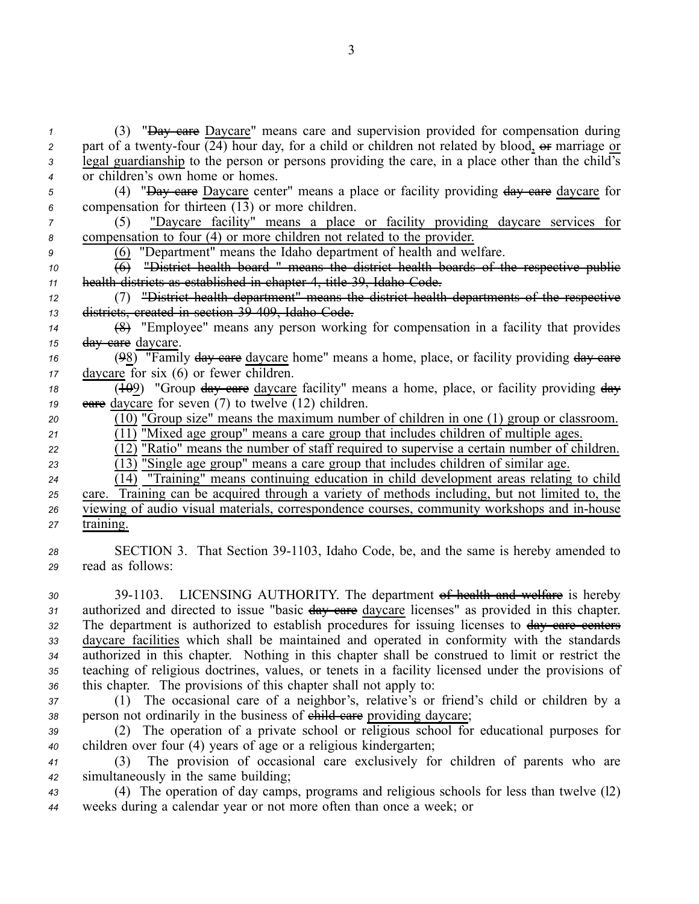(3) "~~Day care~~ Daycare" means care and supervision provided for compensation during part of a twenty-four (24) hour day, for a child or children not related by blood, ~~or~~ marriage or legal guardianship to the person or persons providing the care, in a place other than the child's or children's own home or homes.

(4) "~~Day care~~ Daycare center" means a place or facility providing ~~day care~~ daycare for compensation for thirteen (13) or more children.

(5) "Daycare facility" means a place or facility providing daycare services for compensation to four (4) or more children not related to the provider.

(6) "Department" means the Idaho department of health and welfare.

~~(6) "District health board " means the district health boards of the respective public health districts as established in chapter 4, title 39, Idaho Code.~~

~~(7) "District health department" means the district health departments of the respective districts, created in section 39-409, Idaho Code.~~

~~(8)~~ (7) "Employee" means any person working for compensation in a facility that provides ~~day care~~ daycare.

(~~9~~8) "Family ~~day care~~ daycare home" means a home, place, or facility providing ~~day care~~ daycare for six (6) or fewer children.

(~~10~~9) "Group ~~day care~~ daycare facility" means a home, place, or facility providing ~~day care~~ daycare for seven (7) to twelve (12) children.

(10) "Group size" means the maximum number of children in one (1) group or classroom.

(11) "Mixed age group" means a care group that includes children of multiple ages.

(12) "Ratio" means the number of staff required to supervise a certain number of children.

(13) "Single age group" means a care group that includes children of similar age.

(14) "Training" means continuing education in child development areas relating to child care. Training can be acquired through a variety of methods including, but not limited to, the viewing of audio visual materials, correspondence courses, community workshops and in-house training.

SECTION 3. That Section 39-1103, Idaho Code, be, and the same is hereby amended to read as follows:

39-1103. LICENSING AUTHORITY. The department ~~of health and welfare~~ is hereby authorized and directed to issue "basic ~~day care~~ daycare licenses" as provided in this chapter. The department is authorized to establish procedures for issuing licenses to ~~day care centers~~ daycare facilities which shall be maintained and operated in conformity with the standards authorized in this chapter. Nothing in this chapter shall be construed to limit or restrict the teaching of religious doctrines, values, or tenets in a facility licensed under the provisions of this chapter. The provisions of this chapter shall not apply to:

(1) The occasional care of a neighbor's, relative's or friend's child or children by a person not ordinarily in the business of ~~child care~~ providing daycare;

(2) The operation of a private school or religious school for educational purposes for children over four (4) years of age or a religious kindergarten;

(3) The provision of occasional care exclusively for children of parents who are simultaneously in the same building;

(4) The operation of day camps, programs and religious schools for less than twelve (12) weeks during a calendar year or not more often than once a week; or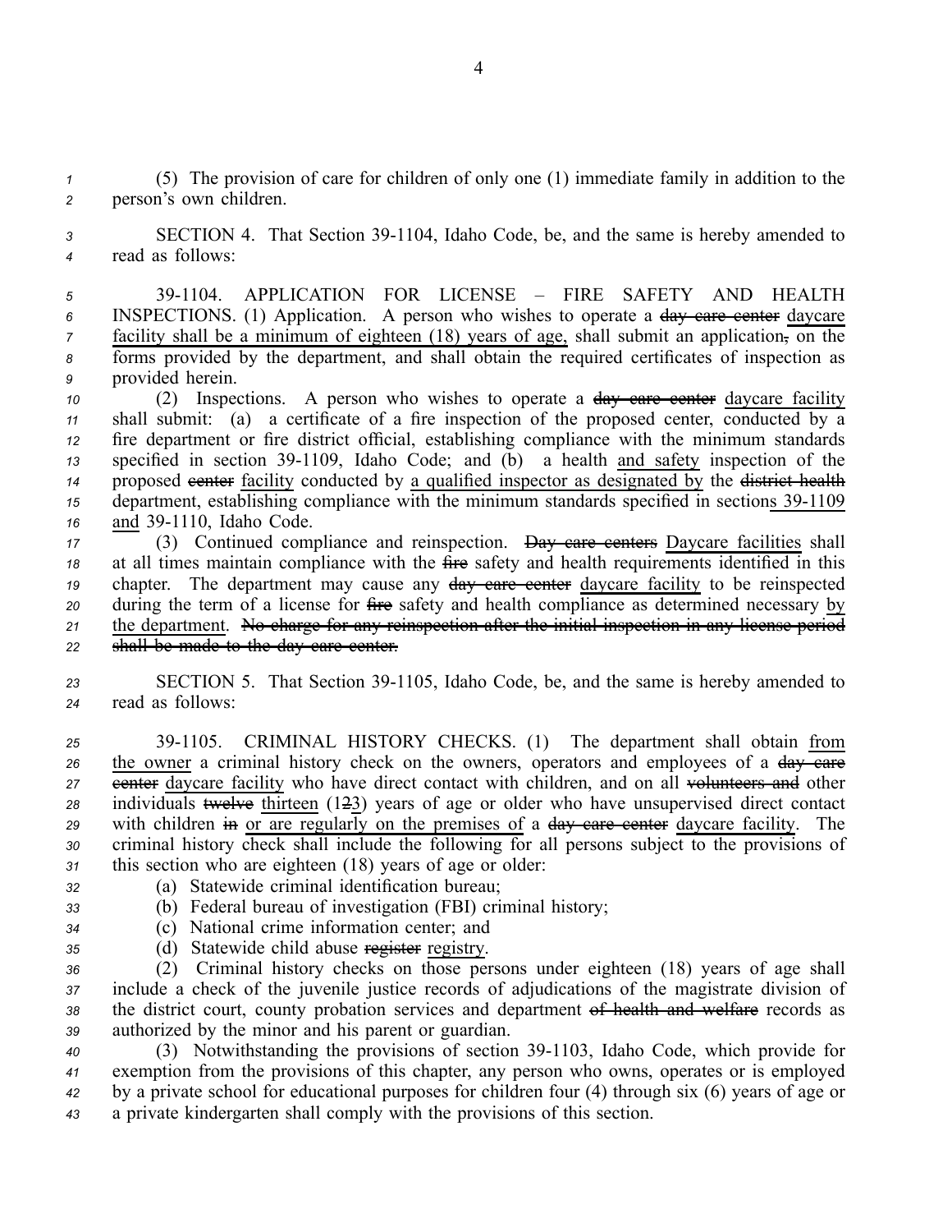(5) The provision of care for children of only one (1) immediate family in addition to the person's own children.

SECTION 4. That Section 39-1104, Idaho Code, be, and the same is hereby amended to read as follows:

39-1104. APPLICATION FOR LICENSE – FIRE SAFETY AND HEALTH INSPECTIONS. (1) Application. A person who wishes to operate a ~~day care center~~ daycare facility shall be a minimum of eighteen (18) years of age, shall submit an application~~,~~ on the forms provided by the department, and shall obtain the required certificates of inspection as provided herein.

(2) Inspections. A person who wishes to operate a ~~day care center~~ daycare facility shall submit: (a) a certificate of a fire inspection of the proposed center, conducted by a fire department or fire district official, establishing compliance with the minimum standards specified in section 39-1109, Idaho Code; and (b) a health and safety inspection of the proposed ~~center~~ facility conducted by a qualified inspector as designated by the ~~district health~~ department, establishing compliance with the minimum standards specified in sections 39-1109 and 39-1110, Idaho Code.

(3) Continued compliance and reinspection. ~~Day care centers~~ Daycare facilities shall at all times maintain compliance with the ~~fire~~ safety and health requirements identified in this chapter. The department may cause any ~~day care center~~ daycare facility to be reinspected during the term of a license for ~~fire~~ safety and health compliance as determined necessary by the department. ~~No charge for any reinspection after the initial inspection in any license period shall be made to the day care center.~~

SECTION 5. That Section 39-1105, Idaho Code, be, and the same is hereby amended to read as follows:

39-1105. CRIMINAL HISTORY CHECKS. (1) The department shall obtain from the owner a criminal history check on the owners, operators and employees of a ~~day care center~~ daycare facility who have direct contact with children, and on all ~~volunteers and~~ other individuals ~~twelve~~ thirteen (1~~2~~3) years of age or older who have unsupervised direct contact with children ~~in~~ or are regularly on the premises of a ~~day care center~~ daycare facility. The criminal history check shall include the following for all persons subject to the provisions of this section who are eighteen (18) years of age or older:

(a) Statewide criminal identification bureau;

(b) Federal bureau of investigation (FBI) criminal history;

(c) National crime information center; and

(d) Statewide child abuse ~~register~~ registry.

(2) Criminal history checks on those persons under eighteen (18) years of age shall include a check of the juvenile justice records of adjudications of the magistrate division of the district court, county probation services and department ~~of health and welfare~~ records as authorized by the minor and his parent or guardian.

(3) Notwithstanding the provisions of section 39-1103, Idaho Code, which provide for exemption from the provisions of this chapter, any person who owns, operates or is employed by a private school for educational purposes for children four (4) through six (6) years of age or a private kindergarten shall comply with the provisions of this section.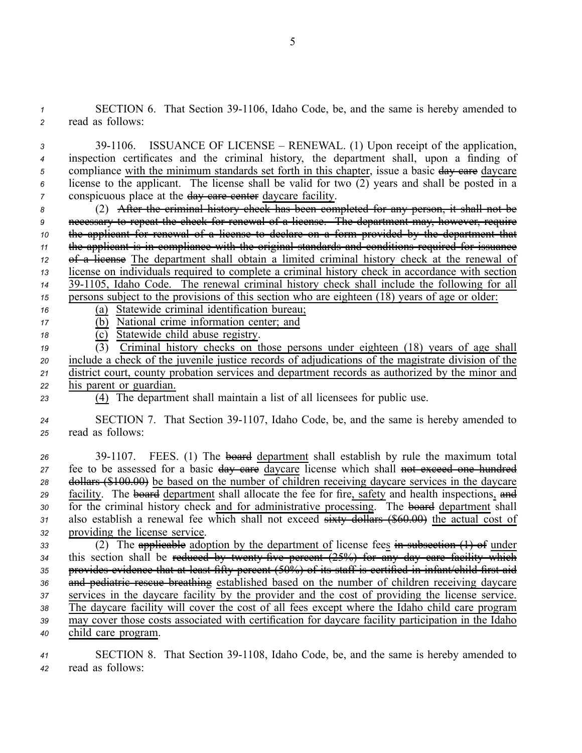SECTION 6. That Section 39-1106, Idaho Code, be, and the same is hereby amended to read as follows:

39-1106. ISSUANCE OF LICENSE – RENEWAL. (1) Upon receipt of the application, inspection certificates and the criminal history, the department shall, upon a finding of compliance with the minimum standards set forth in this chapter, issue a basic ~~day care~~ daycare license to the applicant. The license shall be valid for two (2) years and shall be posted in a conspicuous place at the ~~day care center~~ daycare facility.

(2) ~~After the criminal history check has been completed for any person, it shall not be necessary to repeat the check for renewal of a license. The department may, however, require the applicant for renewal of a license to declare on a form provided by the department that the applicant is in compliance with the original standards and conditions required for issuance of a license~~ The department shall obtain a limited criminal history check at the renewal of license on individuals required to complete a criminal history check in accordance with section 39-1105, Idaho Code. The renewal criminal history check shall include the following for all persons subject to the provisions of this section who are eighteen (18) years of age or older:

(a) Statewide criminal identification bureau;

(b) National crime information center; and

(c) Statewide child abuse registry.

(3) Criminal history checks on those persons under eighteen (18) years of age shall include a check of the juvenile justice records of adjudications of the magistrate division of the district court, county probation services and department records as authorized by the minor and his parent or guardian.

(4) The department shall maintain a list of all licensees for public use.

SECTION 7. That Section 39-1107, Idaho Code, be, and the same is hereby amended to read as follows:

39-1107. FEES. (1) The ~~board~~ department shall establish by rule the maximum total fee to be assessed for a basic ~~day care~~ daycare license which shall ~~not exceed one hundred dollars ($100.00)~~ be based on the number of children receiving daycare services in the daycare facility. The ~~board~~ department shall allocate the fee for fire, safety and health inspections, ~~and~~ for the criminal history check and for administrative processing. The ~~board~~ department shall also establish a renewal fee which shall not exceed ~~sixty dollars ($60.00)~~ the actual cost of providing the license service.

(2) The ~~applicable~~ adoption by the department of license fees ~~in subsection (1) of~~ under this section shall be ~~reduced by twenty-five percent (25%) for any day care facility which provides evidence that at least fifty percent (50%) of its staff is certified in infant/child first aid and pediatric rescue breathing~~ established based on the number of children receiving daycare services in the daycare facility by the provider and the cost of providing the license service. The daycare facility will cover the cost of all fees except where the Idaho child care program may cover those costs associated with certification for daycare facility participation in the Idaho child care program.

SECTION 8. That Section 39-1108, Idaho Code, be, and the same is hereby amended to read as follows: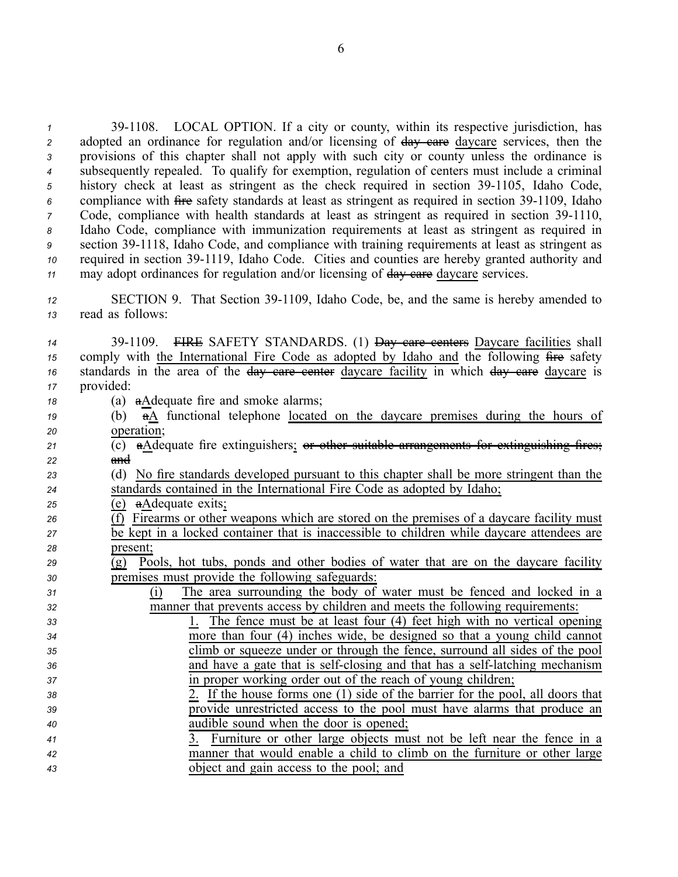39-1108. LOCAL OPTION. If a city or county, within its respective jurisdiction, has adopted an ordinance for regulation and/or licensing of ~~day care~~ daycare services, then the provisions of this chapter shall not apply with such city or county unless the ordinance is subsequently repealed. To qualify for exemption, regulation of centers must include a criminal history check at least as stringent as the check required in section 39-1105, Idaho Code, compliance with ~~fire~~ safety standards at least as stringent as required in section 39-1109, Idaho Code, compliance with health standards at least as stringent as required in section 39-1110, Idaho Code, compliance with immunization requirements at least as stringent as required in section 39-1118, Idaho Code, and compliance with training requirements at least as stringent as required in section 39-1119, Idaho Code. Cities and counties are hereby granted authority and may adopt ordinances for regulation and/or licensing of ~~day care~~ daycare services.

SECTION 9. That Section 39-1109, Idaho Code, be, and the same is hereby amended to read as follows:

39-1109. ~~FIRE~~ SAFETY STANDARDS. (1) ~~Day care centers~~ Daycare facilities shall comply with the International Fire Code as adopted by Idaho and the following ~~fire~~ safety standards in the area of the ~~day care center~~ daycare facility in which ~~day care~~ daycare is provided:

(a) ~~a~~Adequate fire and smoke alarms;

(b) ~~a~~A functional telephone located on the daycare premises during the hours of operation;

(c) ~~a~~Adequate fire extinguishers; ~~or other suitable arrangements for extinguishing fires; and~~

(d) No fire standards developed pursuant to this chapter shall be more stringent than the standards contained in the International Fire Code as adopted by Idaho;

(e) ~~a~~Adequate exits;

(f) Firearms or other weapons which are stored on the premises of a daycare facility must be kept in a locked container that is inaccessible to children while daycare attendees are present;

(g) Pools, hot tubs, ponds and other bodies of water that are on the daycare facility premises must provide the following safeguards:

(i) The area surrounding the body of water must be fenced and locked in a manner that prevents access by children and meets the following requirements:

1. The fence must be at least four (4) feet high with no vertical opening more than four (4) inches wide, be designed so that a young child cannot climb or squeeze under or through the fence, surround all sides of the pool and have a gate that is self-closing and that has a self-latching mechanism in proper working order out of the reach of young children;

2. If the house forms one (1) side of the barrier for the pool, all doors that provide unrestricted access to the pool must have alarms that produce an audible sound when the door is opened;

3. Furniture or other large objects must not be left near the fence in a manner that would enable a child to climb on the furniture or other large object and gain access to the pool; and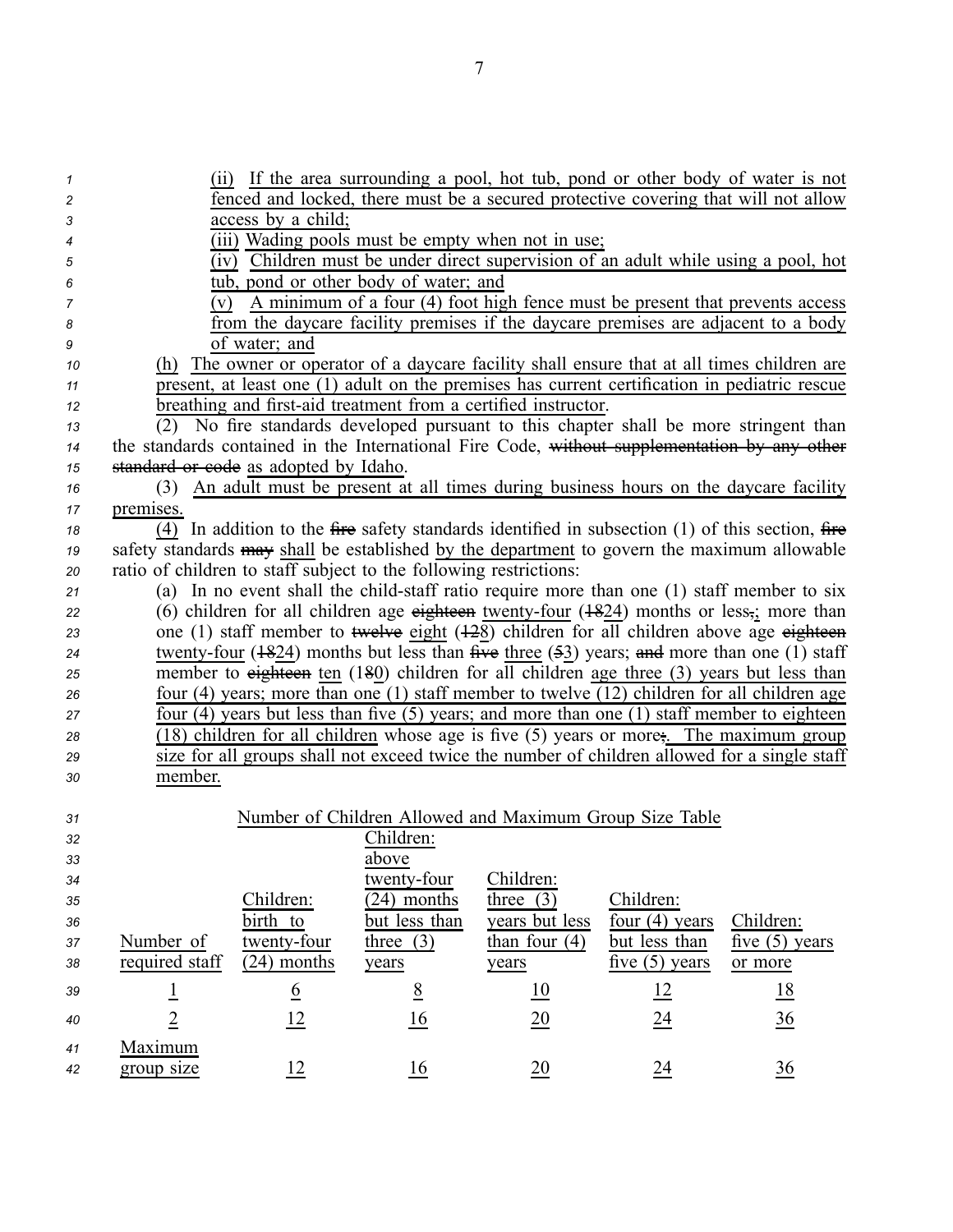(ii) If the area surrounding a pool, hot tub, pond or other body of water is not fenced and locked, there must be a secured protective covering that will not allow access by a child;

(iii) Wading pools must be empty when not in use;

(iv) Children must be under direct supervision of an adult while using a pool, hot tub, pond or other body of water; and

(v) A minimum of a four (4) foot high fence must be present that prevents access from the daycare facility premises if the daycare premises are adjacent to a body of water; and

(h) The owner or operator of a daycare facility shall ensure that at all times children are present, at least one (1) adult on the premises has current certification in pediatric rescue breathing and first-aid treatment from a certified instructor.

(2) No fire standards developed pursuant to this chapter shall be more stringent than the standards contained in the International Fire Code, ~~without supplementation by any other standard or code~~ as adopted by Idaho.

(3) An adult must be present at all times during business hours on the daycare facility premises.

(4) In addition to the ~~fire~~ safety standards identified in subsection (1) of this section, ~~fire~~ safety standards ~~may~~ shall be established by the department to govern the maximum allowable ratio of children to staff subject to the following restrictions:

(a) In no event shall the child-staff ratio require more than one (1) staff member to six (6) children for all children age ~~eighteen~~ twenty-four (~~18~~24) months or less~~,~~; more than one (1) staff member to ~~twelve~~ eight (~~12~~8) children for all children above age ~~eighteen~~ twenty-four (~~18~~24) months but less than ~~five~~ three (~~5~~3) years; ~~and~~ more than one (1) staff member to ~~eighteen~~ ten (1~~8~~0) children for all children age three (3) years but less than four (4) years; more than one (1) staff member to twelve (12) children for all children age four (4) years but less than five (5) years; and more than one (1) staff member to eighteen (18) children for all children whose age is five (5) years or more~~;~~. The maximum group size for all groups shall not exceed twice the number of children allowed for a single staff member.

Number of Children Allowed and Maximum Group Size Table

| Number of required staff | Children: birth to twenty-four (24) months | Children: above twenty-four (24) months but less than three (3) years | Children: three (3) years but less than four (4) years | Children: four (4) years but less than five (5) years | Children: five (5) years or more |
|---|---|---|---|---|---|
| 1 | 6 | 8 | 10 | 12 | 18 |
| 2 | 12 | 16 | 20 | 24 | 36 |
| Maximum group size | 12 | 16 | 20 | 24 | 36 |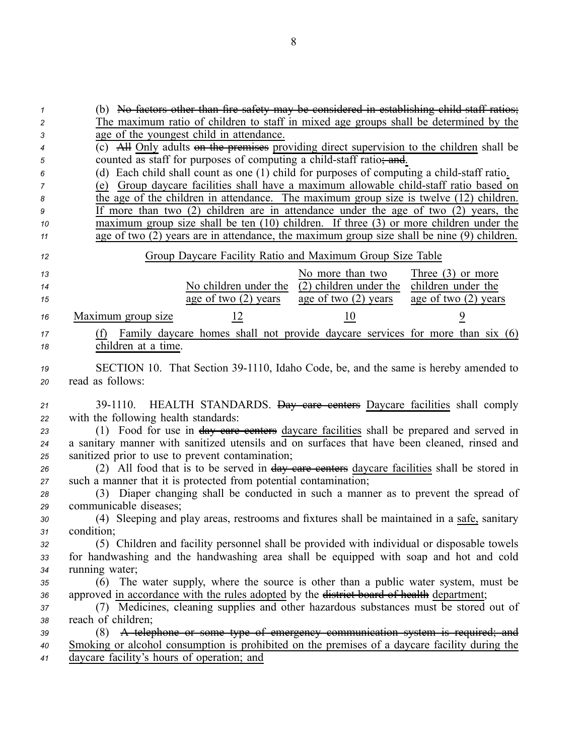(b) ~~No factors other than fire safety may be considered in establishing child-staff ratios;~~ The maximum ratio of children to staff in mixed age groups shall be determined by the age of the youngest child in attendance.

(c) ~~All~~ Only adults ~~on the premises~~ providing direct supervision to the children shall be counted as staff for purposes of computing a child-staff ratio~~; and~~.

(d) Each child shall count as one (1) child for purposes of computing a child-staff ratio.

(e) Group daycare facilities shall have a maximum allowable child-staff ratio based on the age of the children in attendance. The maximum group size is twelve (12) children. If more than two (2) children are in attendance under the age of two (2) years, the maximum group size shall be ten (10) children. If three (3) or more children under the age of two (2) years are in attendance, the maximum group size shall be nine (9) children.

Group Daycare Facility Ratio and Maximum Group Size Table

| | No children under the age of two (2) years | No more than two (2) children under the age of two (2) years | Three (3) or more children under the age of two (2) years |
|---|---|---|---|
| Maximum group size | 12 | 10 | 9 |

(f) Family daycare homes shall not provide daycare services for more than six (6) children at a time.

SECTION 10. That Section 39-1110, Idaho Code, be, and the same is hereby amended to read as follows:

39-1110. HEALTH STANDARDS. ~~Day care centers~~ Daycare facilities shall comply with the following health standards:

(1) Food for use in ~~day care centers~~ daycare facilities shall be prepared and served in a sanitary manner with sanitized utensils and on surfaces that have been cleaned, rinsed and sanitized prior to use to prevent contamination;

(2) All food that is to be served in ~~day care centers~~ daycare facilities shall be stored in such a manner that it is protected from potential contamination;

(3) Diaper changing shall be conducted in such a manner as to prevent the spread of communicable diseases;

(4) Sleeping and play areas, restrooms and fixtures shall be maintained in a safe, sanitary condition;

(5) Children and facility personnel shall be provided with individual or disposable towels for handwashing and the handwashing area shall be equipped with soap and hot and cold running water;

(6) The water supply, where the source is other than a public water system, must be approved in accordance with the rules adopted by the ~~district board of health~~ department;

(7) Medicines, cleaning supplies and other hazardous substances must be stored out of reach of children;

(8) ~~A telephone or some type of emergency communication system is required; and~~ Smoking or alcohol consumption is prohibited on the premises of a daycare facility during the daycare facility's hours of operation; and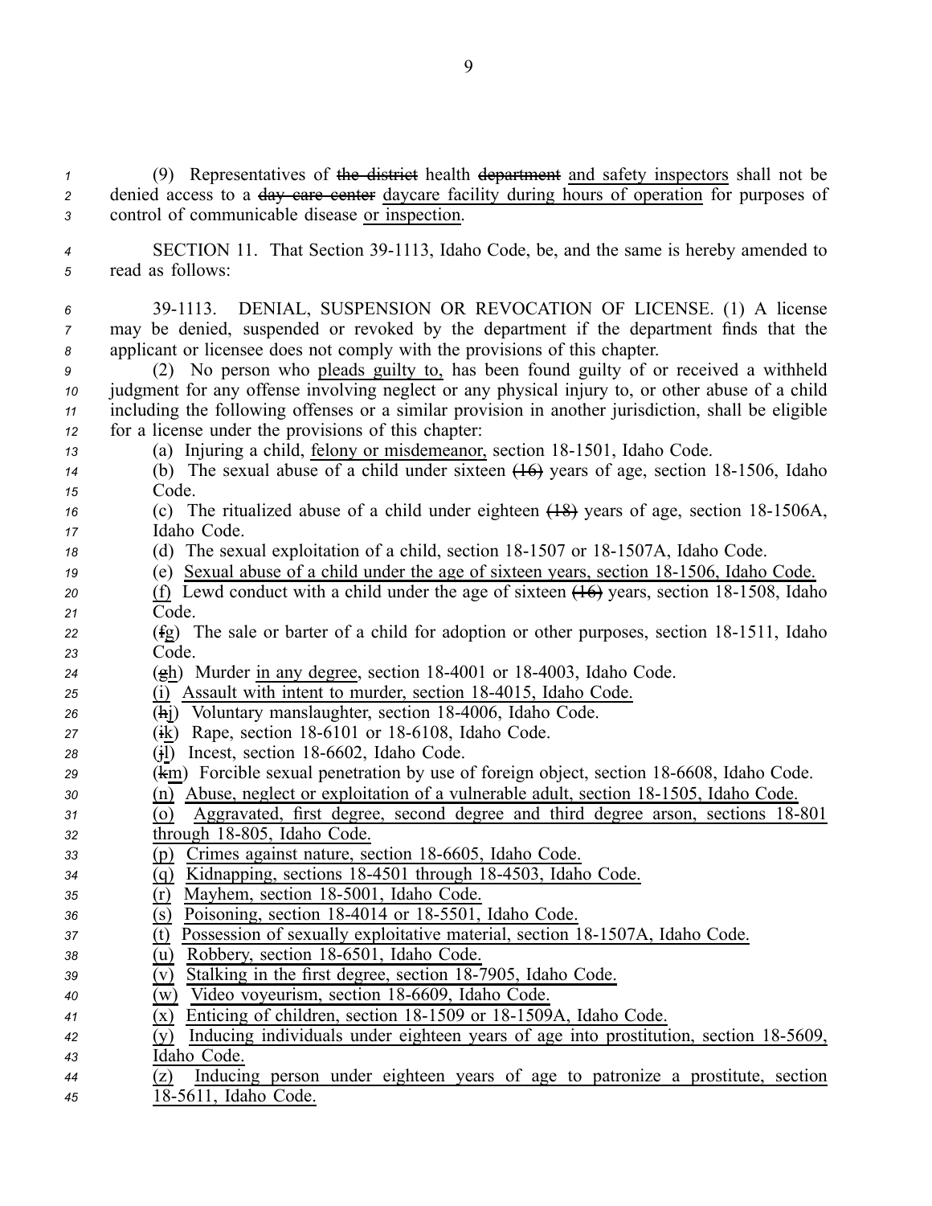(9) Representatives of ~~the district~~ health ~~department~~ and safety inspectors shall not be denied access to a ~~day care center~~ daycare facility during hours of operation for purposes of control of communicable disease or inspection.

SECTION 11. That Section 39-1113, Idaho Code, be, and the same is hereby amended to read as follows:

39-1113. DENIAL, SUSPENSION OR REVOCATION OF LICENSE. (1) A license may be denied, suspended or revoked by the department if the department finds that the applicant or licensee does not comply with the provisions of this chapter.

(2) No person who pleads guilty to, has been found guilty of or received a withheld judgment for any offense involving neglect or any physical injury to, or other abuse of a child including the following offenses or a similar provision in another jurisdiction, shall be eligible for a license under the provisions of this chapter:

(a) Injuring a child, felony or misdemeanor, section 18-1501, Idaho Code.

(b) The sexual abuse of a child under sixteen ~~(16)~~ years of age, section 18-1506, Idaho Code.

(c) The ritualized abuse of a child under eighteen ~~(18)~~ years of age, section 18-1506A, Idaho Code.

(d) The sexual exploitation of a child, section 18-1507 or 18-1507A, Idaho Code.

(e) Sexual abuse of a child under the age of sixteen years, section 18-1506, Idaho Code.

(f) Lewd conduct with a child under the age of sixteen ~~(16)~~ years, section 18-1508, Idaho Code.

(~~f~~g) The sale or barter of a child for adoption or other purposes, section 18-1511, Idaho Code.

(~~g~~h) Murder in any degree, section 18-4001 or 18-4003, Idaho Code.

(i) Assault with intent to murder, section 18-4015, Idaho Code.

(~~h~~j) Voluntary manslaughter, section 18-4006, Idaho Code.

(~~i~~k) Rape, section 18-6101 or 18-6108, Idaho Code.

(~~j~~l) Incest, section 18-6602, Idaho Code.

(~~k~~m) Forcible sexual penetration by use of foreign object, section 18-6608, Idaho Code.

(n) Abuse, neglect or exploitation of a vulnerable adult, section 18-1505, Idaho Code.

(o) Aggravated, first degree, second degree and third degree arson, sections 18-801 through 18-805, Idaho Code.

(p) Crimes against nature, section 18-6605, Idaho Code.

(q) Kidnapping, sections 18-4501 through 18-4503, Idaho Code.

(r) Mayhem, section 18-5001, Idaho Code.

(s) Poisoning, section 18-4014 or 18-5501, Idaho Code.

(t) Possession of sexually exploitative material, section 18-1507A, Idaho Code.

(u) Robbery, section 18-6501, Idaho Code.

(v) Stalking in the first degree, section 18-7905, Idaho Code.

(w) Video voyeurism, section 18-6609, Idaho Code.

(x) Enticing of children, section 18-1509 or 18-1509A, Idaho Code.

(y) Inducing individuals under eighteen years of age into prostitution, section 18-5609, Idaho Code.

(z) Inducing person under eighteen years of age to patronize a prostitute, section 18-5611, Idaho Code.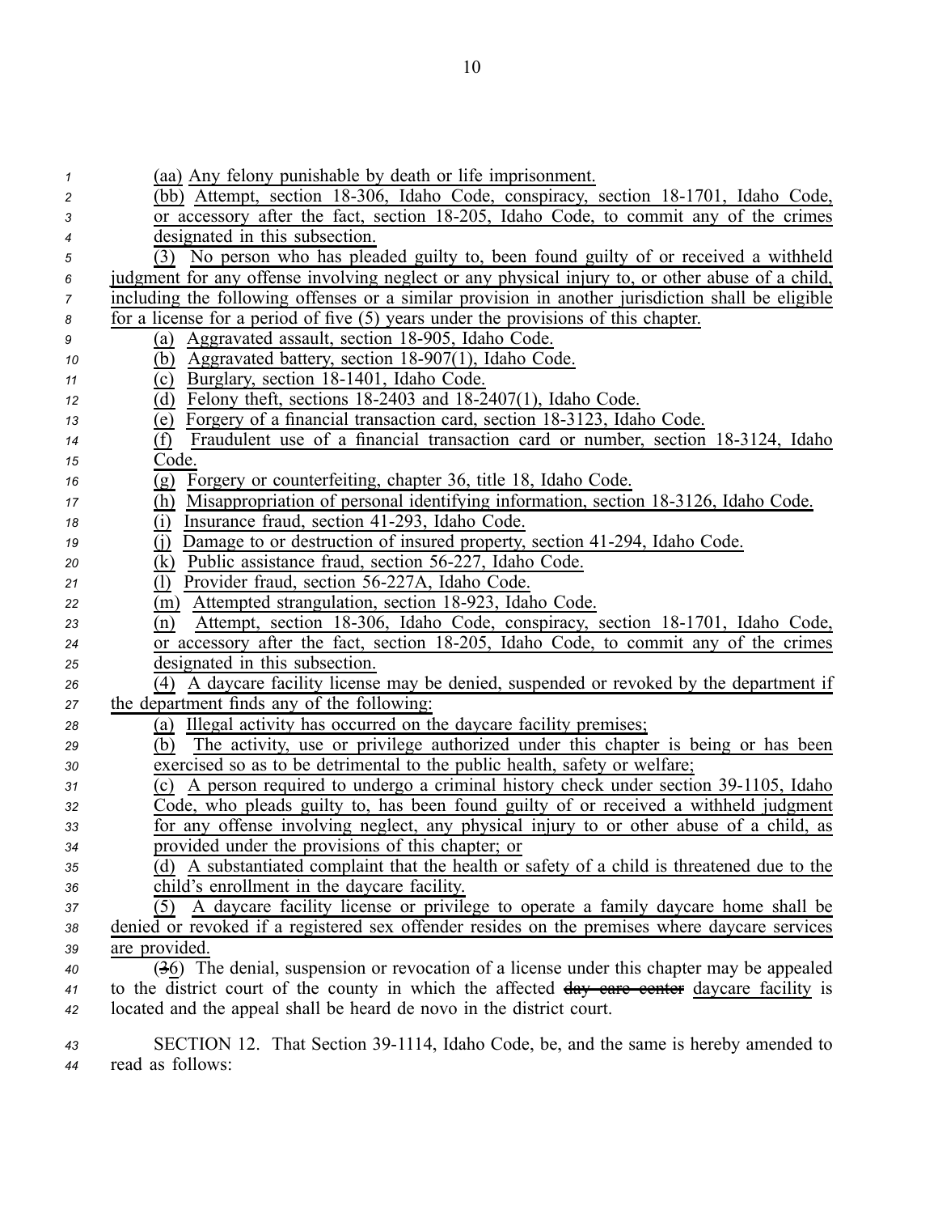(aa) Any felony punishable by death or life imprisonment.

(bb) Attempt, section 18-306, Idaho Code, conspiracy, section 18-1701, Idaho Code, or accessory after the fact, section 18-205, Idaho Code, to commit any of the crimes designated in this subsection.

(3) No person who has pleaded guilty to, been found guilty of or received a withheld judgment for any offense involving neglect or any physical injury to, or other abuse of a child, including the following offenses or a similar provision in another jurisdiction shall be eligible for a license for a period of five (5) years under the provisions of this chapter.

(a) Aggravated assault, section 18-905, Idaho Code.

(b) Aggravated battery, section 18-907(1), Idaho Code.

(c) Burglary, section 18-1401, Idaho Code.

(d) Felony theft, sections 18-2403 and 18-2407(1), Idaho Code.

(e) Forgery of a financial transaction card, section 18-3123, Idaho Code.

(f) Fraudulent use of a financial transaction card or number, section 18-3124, Idaho Code.

(g) Forgery or counterfeiting, chapter 36, title 18, Idaho Code.

(h) Misappropriation of personal identifying information, section 18-3126, Idaho Code.

(i) Insurance fraud, section 41-293, Idaho Code.

(j) Damage to or destruction of insured property, section 41-294, Idaho Code.

(k) Public assistance fraud, section 56-227, Idaho Code.

(l) Provider fraud, section 56-227A, Idaho Code.

(m) Attempted strangulation, section 18-923, Idaho Code.

(n) Attempt, section 18-306, Idaho Code, conspiracy, section 18-1701, Idaho Code, or accessory after the fact, section 18-205, Idaho Code, to commit any of the crimes designated in this subsection.

(4) A daycare facility license may be denied, suspended or revoked by the department if the department finds any of the following:

(a) Illegal activity has occurred on the daycare facility premises;

(b) The activity, use or privilege authorized under this chapter is being or has been exercised so as to be detrimental to the public health, safety or welfare;

(c) A person required to undergo a criminal history check under section 39-1105, Idaho Code, who pleads guilty to, has been found guilty of or received a withheld judgment for any offense involving neglect, any physical injury to or other abuse of a child, as provided under the provisions of this chapter; or

(d) A substantiated complaint that the health or safety of a child is threatened due to the child's enrollment in the daycare facility.

(5) A daycare facility license or privilege to operate a family daycare home shall be denied or revoked if a registered sex offender resides on the premises where daycare services are provided.

(~~3~~6) The denial, suspension or revocation of a license under this chapter may be appealed to the district court of the county in which the affected ~~day care center~~ daycare facility is located and the appeal shall be heard de novo in the district court.

SECTION 12. That Section 39-1114, Idaho Code, be, and the same is hereby amended to read as follows: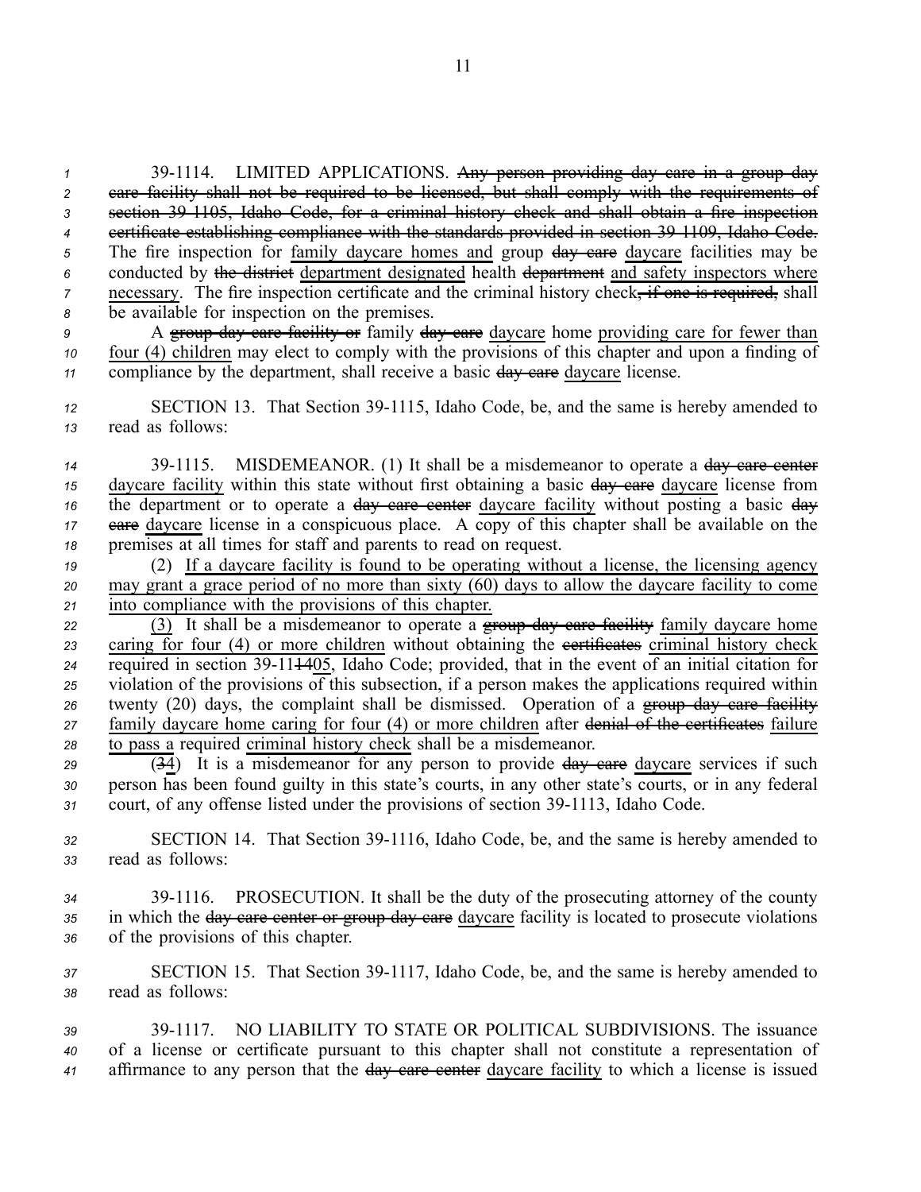39-1114. LIMITED APPLICATIONS. ~~Any person providing day care in a group day care facility shall not be required to be licensed, but shall comply with the requirements of section 39-1105, Idaho Code, for a criminal history check and shall obtain a fire inspection certificate establishing compliance with the standards provided in section 39-1109, Idaho Code.~~ The fire inspection for family daycare homes and group ~~day care~~ daycare facilities may be conducted by ~~the district~~ department designated health ~~department~~ and safety inspectors where necessary. The fire inspection certificate and the criminal history check~~, if one is required,~~ shall be available for inspection on the premises.

A ~~group day care facility or~~ family ~~day care~~ daycare home providing care for fewer than four (4) children may elect to comply with the provisions of this chapter and upon a finding of compliance by the department, shall receive a basic ~~day care~~ daycare license.

SECTION 13. That Section 39-1115, Idaho Code, be, and the same is hereby amended to read as follows:

39-1115. MISDEMEANOR. (1) It shall be a misdemeanor to operate a ~~day care center~~ daycare facility within this state without first obtaining a basic ~~day care~~ daycare license from the department or to operate a ~~day care center~~ daycare facility without posting a basic ~~day care~~ daycare license in a conspicuous place. A copy of this chapter shall be available on the premises at all times for staff and parents to read on request.

(2) If a daycare facility is found to be operating without a license, the licensing agency may grant a grace period of no more than sixty (60) days to allow the daycare facility to come into compliance with the provisions of this chapter.

(3) It shall be a misdemeanor to operate a ~~group day care facility~~ family daycare home caring for four (4) or more children without obtaining the ~~certificates~~ criminal history check required in section 39-11~~14~~05, Idaho Code; provided, that in the event of an initial citation for violation of the provisions of this subsection, if a person makes the applications required within twenty (20) days, the complaint shall be dismissed. Operation of a ~~group day care facility~~ family daycare home caring for four (4) or more children after ~~denial of the certificates~~ failure to pass a required criminal history check shall be a misdemeanor.

(~~3~~4) It is a misdemeanor for any person to provide ~~day care~~ daycare services if such person has been found guilty in this state's courts, in any other state's courts, or in any federal court, of any offense listed under the provisions of section 39-1113, Idaho Code.

SECTION 14. That Section 39-1116, Idaho Code, be, and the same is hereby amended to read as follows:

39-1116. PROSECUTION. It shall be the duty of the prosecuting attorney of the county in which the ~~day care center or group day care~~ daycare facility is located to prosecute violations of the provisions of this chapter.

SECTION 15. That Section 39-1117, Idaho Code, be, and the same is hereby amended to read as follows:

39-1117. NO LIABILITY TO STATE OR POLITICAL SUBDIVISIONS. The issuance of a license or certificate pursuant to this chapter shall not constitute a representation of affirmance to any person that the ~~day care center~~ daycare facility to which a license is issued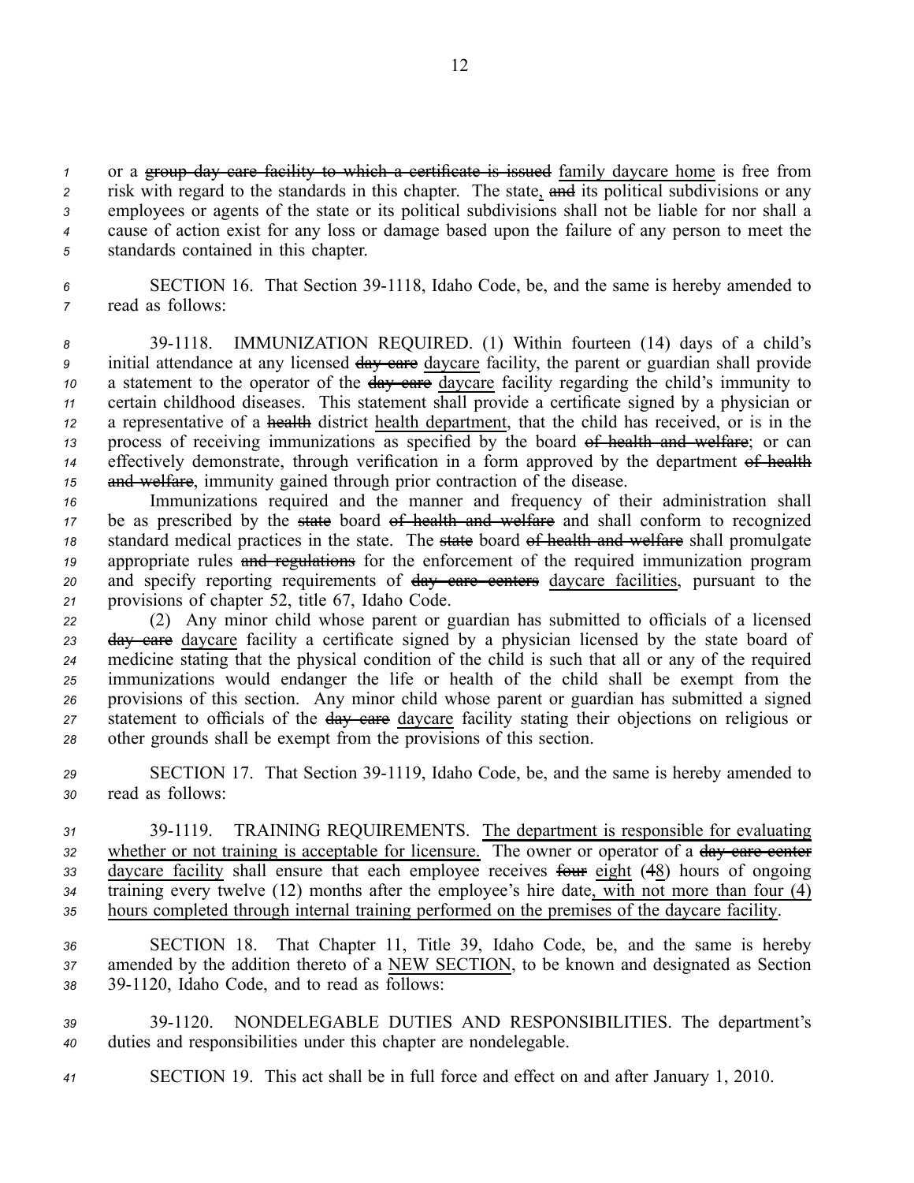or a ~~group day care facility to which a certificate is issued~~ <u>family daycare home</u> is free from risk with regard to the standards in this chapter. The state<u>,</u> ~~and~~ its political subdivisions or any employees or agents of the state or its political subdivisions shall not be liable for nor shall a cause of action exist for any loss or damage based upon the failure of any person to meet the standards contained in this chapter.

SECTION 16. That Section 39-1118, Idaho Code, be, and the same is hereby amended to read as follows:

39-1118. IMMUNIZATION REQUIRED. (1) Within fourteen (14) days of a child's initial attendance at any licensed ~~day care~~ <u>daycare</u> facility, the parent or guardian shall provide a statement to the operator of the ~~day care~~ <u>daycare</u> facility regarding the child's immunity to certain childhood diseases. This statement shall provide a certificate signed by a physician or a representative of a ~~health~~ district <u>health department</u>, that the child has received, or is in the process of receiving immunizations as specified by the board ~~of health and welfare~~; or can effectively demonstrate, through verification in a form approved by the department ~~of health and welfare~~, immunity gained through prior contraction of the disease.

Immunizations required and the manner and frequency of their administration shall be as prescribed by the ~~state~~ board ~~of health and welfare~~ and shall conform to recognized standard medical practices in the state. The ~~state~~ board ~~of health and welfare~~ shall promulgate appropriate rules ~~and regulations~~ for the enforcement of the required immunization program and specify reporting requirements of ~~day care centers~~ <u>daycare facilities</u>, pursuant to the provisions of chapter 52, title 67, Idaho Code.

(2) Any minor child whose parent or guardian has submitted to officials of a licensed ~~day care~~ <u>daycare</u> facility a certificate signed by a physician licensed by the state board of medicine stating that the physical condition of the child is such that all or any of the required immunizations would endanger the life or health of the child shall be exempt from the provisions of this section. Any minor child whose parent or guardian has submitted a signed statement to officials of the ~~day care~~ <u>daycare</u> facility stating their objections on religious or other grounds shall be exempt from the provisions of this section.

SECTION 17. That Section 39-1119, Idaho Code, be, and the same is hereby amended to read as follows:

39-1119. TRAINING REQUIREMENTS. <u>The department is responsible for evaluating whether or not training is acceptable for licensure.</u> The owner or operator of a ~~day care center~~ <u>daycare facility</u> shall ensure that each employee receives ~~four~~ <u>eight</u> (~~4~~<u>8</u>) hours of ongoing training every twelve (12) months after the employee's hire date<u>, with not more than four (4) hours completed through internal training performed on the premises of the daycare facility</u>.

SECTION 18. That Chapter 11, Title 39, Idaho Code, be, and the same is hereby amended by the addition thereto of a <u>NEW SECTION</u>, to be known and designated as Section 39-1120, Idaho Code, and to read as follows:

39-1120. NONDELEGABLE DUTIES AND RESPONSIBILITIES. The department's duties and responsibilities under this chapter are nondelegable.

SECTION 19. This act shall be in full force and effect on and after January 1, 2010.